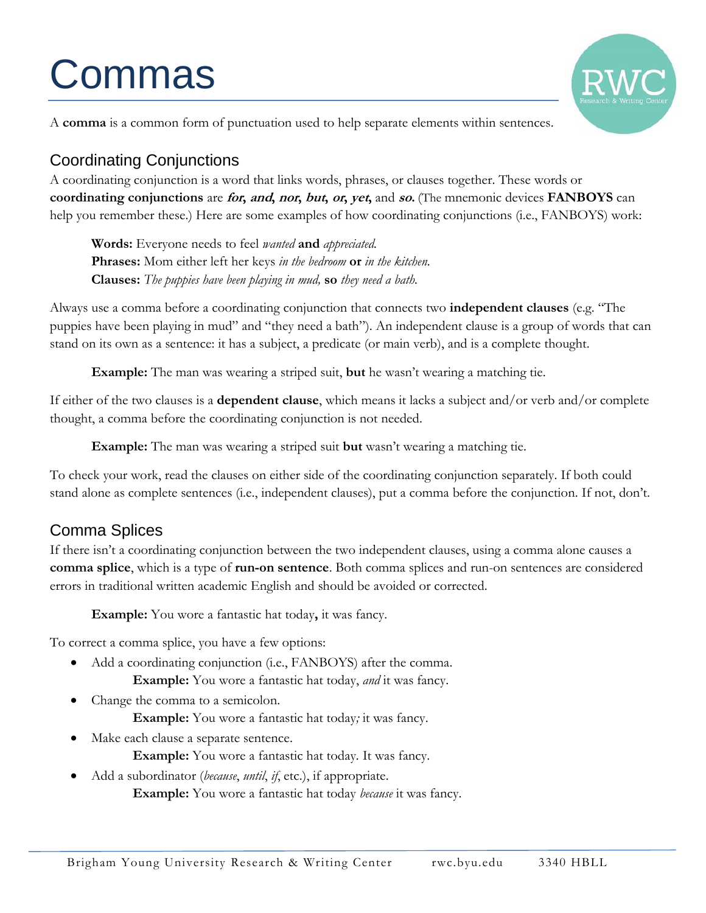# Commas

A **comma** is a common form of punctuation used to help separate elements within sentences.

## Coordinating Conjunctions

A coordinating conjunction is a word that links words, phrases, or clauses together. These words or **coordinating conjunctions** are ***for*, *and*, *nor*, *but*, *or*, *yet*,** and ***so*.** (The mnemonic devices **FANBOYS** can help you remember these.) Here are some examples of how coordinating conjunctions (i.e., FANBOYS) work:

> **Words:** Everyone needs to feel *wanted* **and** *appreciated.*
> **Phrases:** Mom either left her keys *in the bedroom* **or** *in the kitchen.*
> **Clauses:** *The puppies have been playing in mud,* **so** *they need a bath.*

Always use a comma before a coordinating conjunction that connects two **independent clauses** (e.g. "The puppies have been playing in mud" and "they need a bath"). An independent clause is a group of words that can stand on its own as a sentence: it has a subject, a predicate (or main verb), and is a complete thought.

> **Example:** The man was wearing a striped suit, **but** he wasn't wearing a matching tie.

If either of the two clauses is a **dependent clause**, which means it lacks a subject and/or verb and/or complete thought, a comma before the coordinating conjunction is not needed.

> **Example:** The man was wearing a striped suit **but** wasn't wearing a matching tie.

To check your work, read the clauses on either side of the coordinating conjunction separately. If both could stand alone as complete sentences (i.e., independent clauses), put a comma before the conjunction. If not, don't.

## Comma Splices

If there isn't a coordinating conjunction between the two independent clauses, using a comma alone causes a **comma splice**, which is a type of **run-on sentence**. Both comma splices and run-on sentences are considered errors in traditional written academic English and should be avoided or corrected.

> **Example:** You wore a fantastic hat today**,** it was fancy.

To correct a comma splice, you have a few options:

- Add a coordinating conjunction (i.e., FANBOYS) after the comma.
  **Example:** You wore a fantastic hat today, *and* it was fancy.
- Change the comma to a semicolon.
  **Example:** You wore a fantastic hat today*;* it was fancy.
- Make each clause a separate sentence.
  **Example:** You wore a fantastic hat today. It was fancy.
- Add a subordinator (*because*, *until*, *if*, etc.), if appropriate.
  **Example:** You wore a fantastic hat today *because* it was fancy.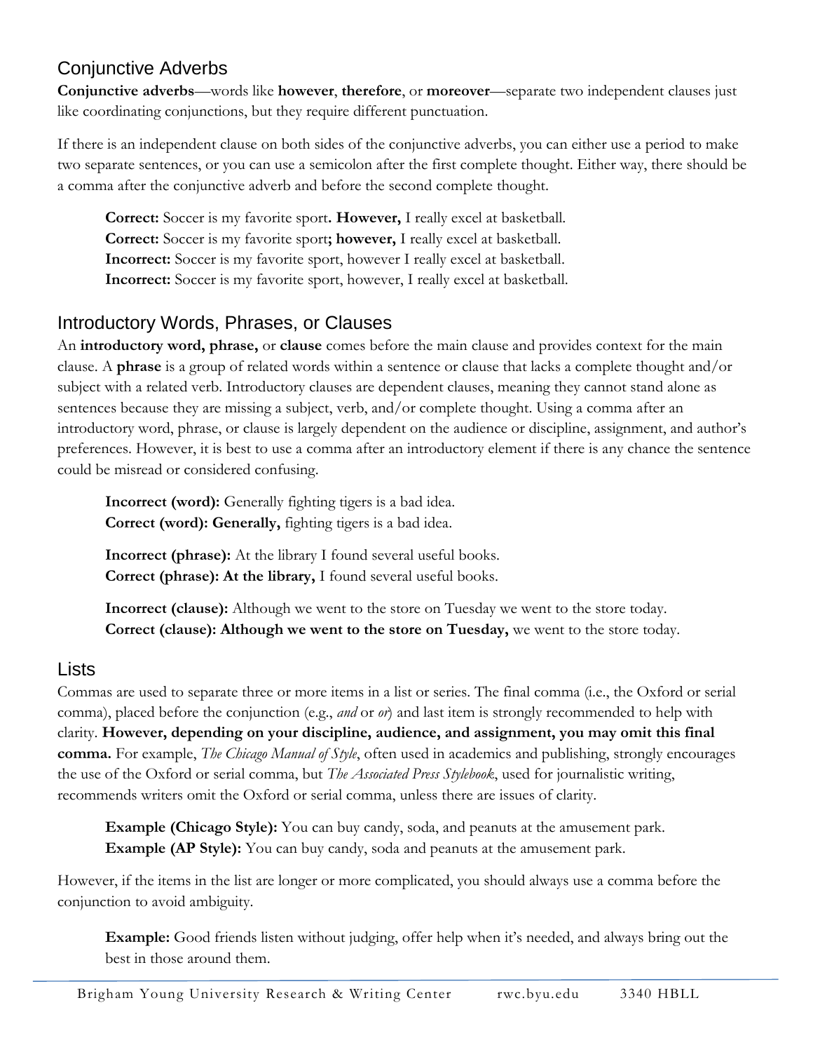## Conjunctive Adverbs

**Conjunctive adverbs**—words like **however**, **therefore**, or **moreover**—separate two independent clauses just like coordinating conjunctions, but they require different punctuation.

If there is an independent clause on both sides of the conjunctive adverbs, you can either use a period to make two separate sentences, or you can use a semicolon after the first complete thought. Either way, there should be a comma after the conjunctive adverb and before the second complete thought.

> **Correct:** Soccer is my favorite sport**. However,** I really excel at basketball.
> **Correct:** Soccer is my favorite sport**; however,** I really excel at basketball.
> **Incorrect:** Soccer is my favorite sport, however I really excel at basketball.
> **Incorrect:** Soccer is my favorite sport, however, I really excel at basketball.

## Introductory Words, Phrases, or Clauses

An **introductory word, phrase,** or **clause** comes before the main clause and provides context for the main clause. A **phrase** is a group of related words within a sentence or clause that lacks a complete thought and/or subject with a related verb. Introductory clauses are dependent clauses, meaning they cannot stand alone as sentences because they are missing a subject, verb, and/or complete thought. Using a comma after an introductory word, phrase, or clause is largely dependent on the audience or discipline, assignment, and author's preferences. However, it is best to use a comma after an introductory element if there is any chance the sentence could be misread or considered confusing.

> **Incorrect (word):** Generally fighting tigers is a bad idea.
> **Correct (word): Generally,** fighting tigers is a bad idea.
>
> **Incorrect (phrase):** At the library I found several useful books.
> **Correct (phrase): At the library,** I found several useful books.
>
> **Incorrect (clause):** Although we went to the store on Tuesday we went to the store today.
> **Correct (clause): Although we went to the store on Tuesday,** we went to the store today.

## Lists

Commas are used to separate three or more items in a list or series. The final comma (i.e., the Oxford or serial comma), placed before the conjunction (e.g., *and* or *or*) and last item is strongly recommended to help with clarity. **However, depending on your discipline, audience, and assignment, you may omit this final comma.** For example, *The Chicago Manual of Style*, often used in academics and publishing, strongly encourages the use of the Oxford or serial comma, but *The Associated Press Stylebook*, used for journalistic writing, recommends writers omit the Oxford or serial comma, unless there are issues of clarity.

> **Example (Chicago Style):** You can buy candy, soda, and peanuts at the amusement park.
> **Example (AP Style):** You can buy candy, soda and peanuts at the amusement park.

However, if the items in the list are longer or more complicated, you should always use a comma before the conjunction to avoid ambiguity.

> **Example:** Good friends listen without judging, offer help when it's needed, and always bring out the best in those around them.